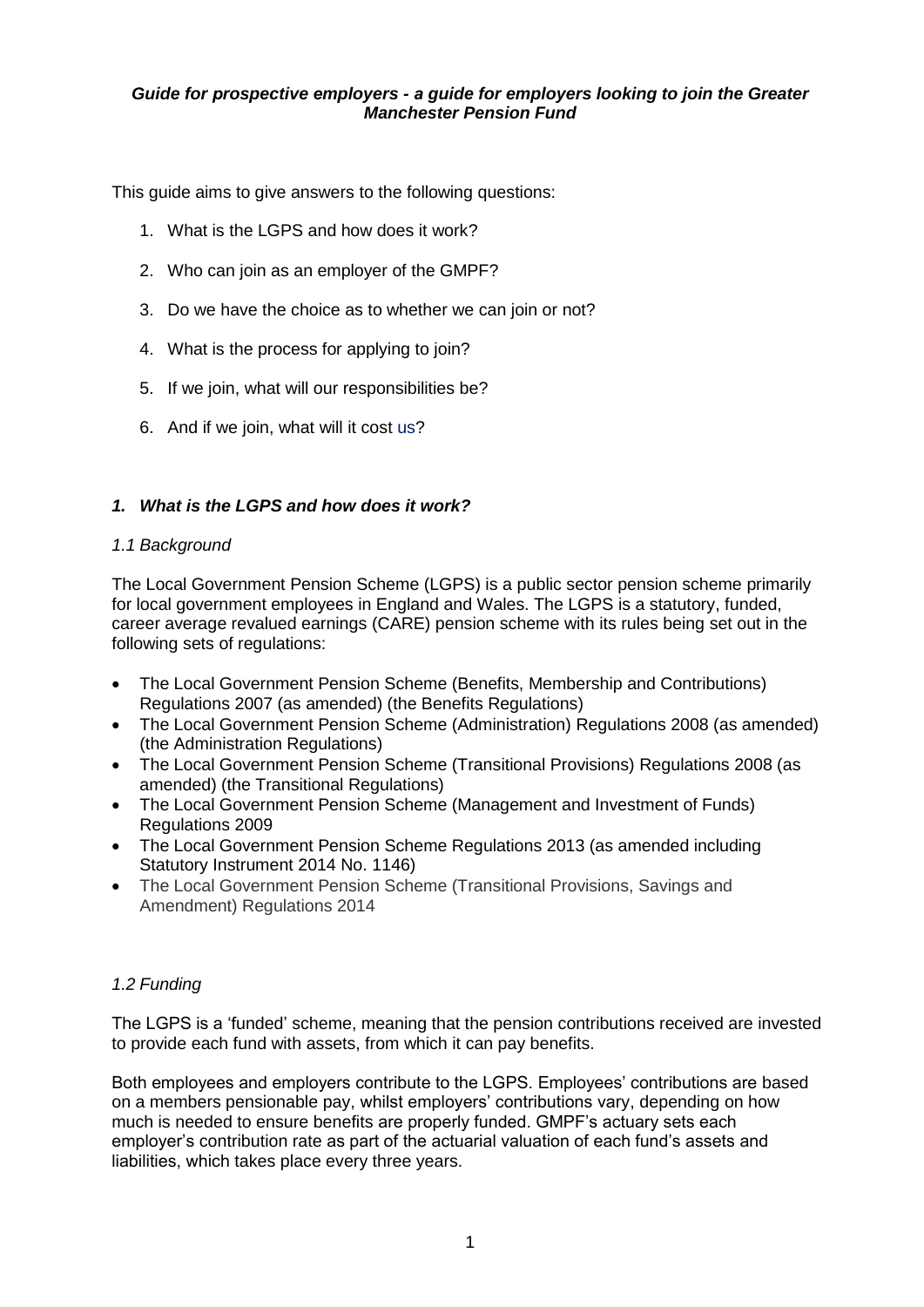***Guide for prospective employers - a guide for employers looking to join the Greater Manchester Pension Fund***

This guide aims to give answers to the following questions:

1. What is the LGPS and how does it work?
2. Who can join as an employer of the GMPF?
3. Do we have the choice as to whether we can join or not?
4. What is the process for applying to join?
5. If we join, what will our responsibilities be?
6. And if we join, what will it cost us?

## *1. What is the LGPS and how does it work?*

### *1.1 Background*

The Local Government Pension Scheme (LGPS) is a public sector pension scheme primarily for local government employees in England and Wales. The LGPS is a statutory, funded, career average revalued earnings (CARE) pension scheme with its rules being set out in the following sets of regulations:

- The Local Government Pension Scheme (Benefits, Membership and Contributions) Regulations 2007 (as amended) (the Benefits Regulations)
- The Local Government Pension Scheme (Administration) Regulations 2008 (as amended) (the Administration Regulations)
- The Local Government Pension Scheme (Transitional Provisions) Regulations 2008 (as amended) (the Transitional Regulations)
- The Local Government Pension Scheme (Management and Investment of Funds) Regulations 2009
- The Local Government Pension Scheme Regulations 2013 (as amended including Statutory Instrument 2014 No. 1146)
- The Local Government Pension Scheme (Transitional Provisions, Savings and Amendment) Regulations 2014

### *1.2 Funding*

The LGPS is a 'funded' scheme, meaning that the pension contributions received are invested to provide each fund with assets, from which it can pay benefits.

Both employees and employers contribute to the LGPS. Employees' contributions are based on a members pensionable pay, whilst employers' contributions vary, depending on how much is needed to ensure benefits are properly funded. GMPF's actuary sets each employer's contribution rate as part of the actuarial valuation of each fund's assets and liabilities, which takes place every three years.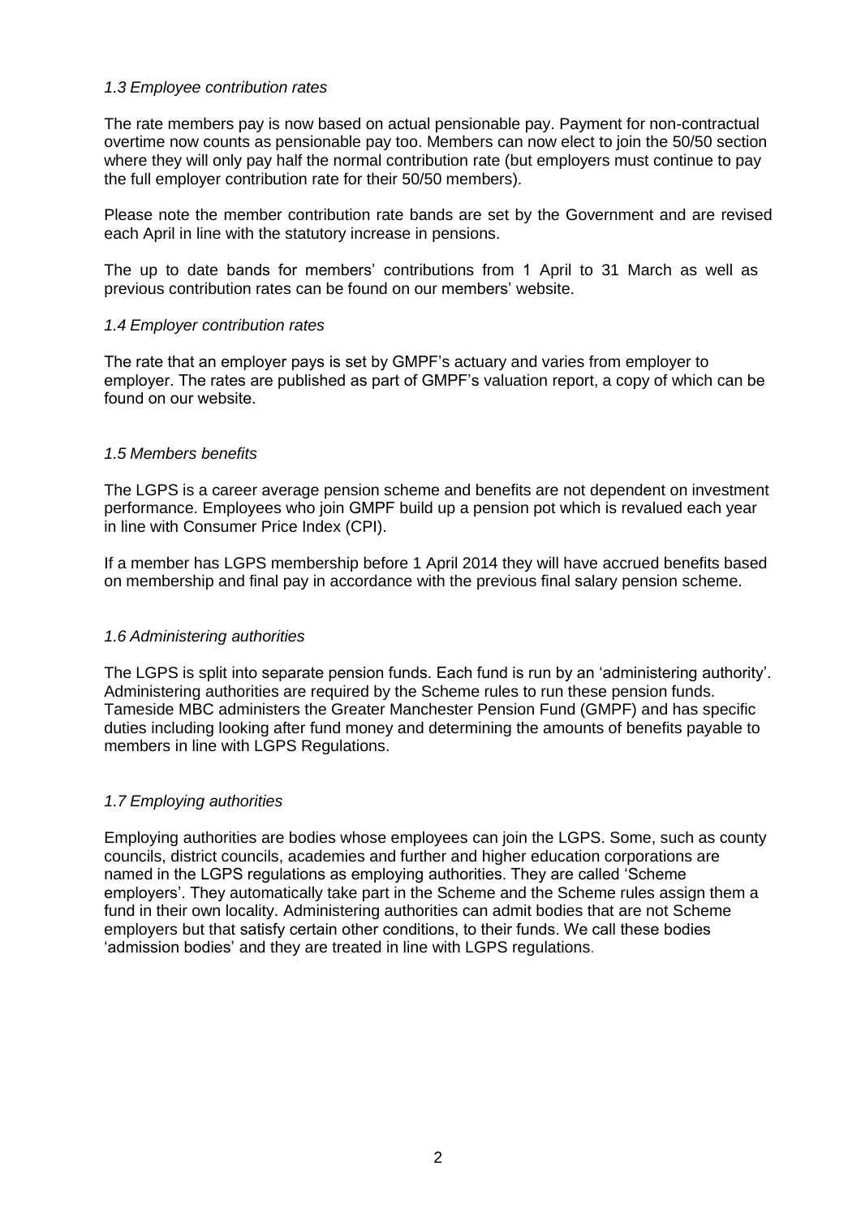### *1.3 Employee contribution rates*

The rate members pay is now based on actual pensionable pay. Payment for non-contractual overtime now counts as pensionable pay too. Members can now elect to join the 50/50 section where they will only pay half the normal contribution rate (but employers must continue to pay the full employer contribution rate for their 50/50 members).

Please note the member contribution rate bands are set by the Government and are revised each April in line with the statutory increase in pensions.

The up to date bands for members' contributions from 1 April to 31 March as well as previous contribution rates can be found on our members' website.

### *1.4 Employer contribution rates*

The rate that an employer pays is set by GMPF's actuary and varies from employer to employer. The rates are published as part of GMPF's valuation report, a copy of which can be found on our website.

### *1.5 Members benefits*

The LGPS is a career average pension scheme and benefits are not dependent on investment performance. Employees who join GMPF build up a pension pot which is revalued each year in line with Consumer Price Index (CPI).

If a member has LGPS membership before 1 April 2014 they will have accrued benefits based on membership and final pay in accordance with the previous final salary pension scheme.

### *1.6 Administering authorities*

The LGPS is split into separate pension funds. Each fund is run by an 'administering authority'. Administering authorities are required by the Scheme rules to run these pension funds. Tameside MBC administers the Greater Manchester Pension Fund (GMPF) and has specific duties including looking after fund money and determining the amounts of benefits payable to members in line with LGPS Regulations.

### *1.7 Employing authorities*

Employing authorities are bodies whose employees can join the LGPS. Some, such as county councils, district councils, academies and further and higher education corporations are named in the LGPS regulations as employing authorities. They are called 'Scheme employers'. They automatically take part in the Scheme and the Scheme rules assign them a fund in their own locality. Administering authorities can admit bodies that are not Scheme employers but that satisfy certain other conditions, to their funds. We call these bodies 'admission bodies' and they are treated in line with LGPS regulations.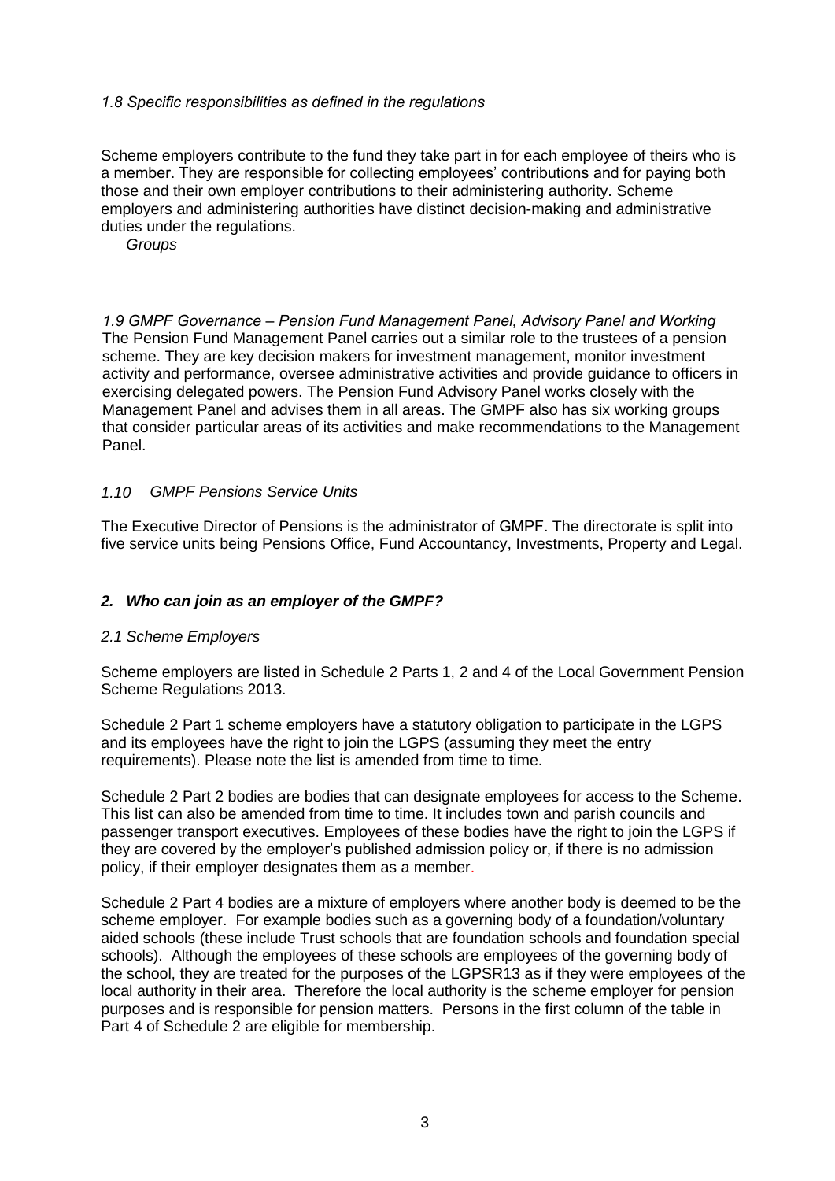*1.8 Specific responsibilities as defined in the regulations*

Scheme employers contribute to the fund they take part in for each employee of theirs who is a member. They are responsible for collecting employees' contributions and for paying both those and their own employer contributions to their administering authority. Scheme employers and administering authorities have distinct decision-making and administrative duties under the regulations.

*Groups*

*1.9 GMPF Governance – Pension Fund Management Panel, Advisory Panel and Working*

The Pension Fund Management Panel carries out a similar role to the trustees of a pension scheme. They are key decision makers for investment management, monitor investment activity and performance, oversee administrative activities and provide guidance to officers in exercising delegated powers. The Pension Fund Advisory Panel works closely with the Management Panel and advises them in all areas. The GMPF also has six working groups that consider particular areas of its activities and make recommendations to the Management Panel.

*1.10 GMPF Pensions Service Units*

The Executive Director of Pensions is the administrator of GMPF. The directorate is split into five service units being Pensions Office, Fund Accountancy, Investments, Property and Legal.

## *2. Who can join as an employer of the GMPF?*

*2.1 Scheme Employers*

Scheme employers are listed in Schedule 2 Parts 1, 2 and 4 of the Local Government Pension Scheme Regulations 2013.

Schedule 2 Part 1 scheme employers have a statutory obligation to participate in the LGPS and its employees have the right to join the LGPS (assuming they meet the entry requirements). Please note the list is amended from time to time.

Schedule 2 Part 2 bodies are bodies that can designate employees for access to the Scheme. This list can also be amended from time to time. It includes town and parish councils and passenger transport executives. Employees of these bodies have the right to join the LGPS if they are covered by the employer's published admission policy or, if there is no admission policy, if their employer designates them as a member.

Schedule 2 Part 4 bodies are a mixture of employers where another body is deemed to be the scheme employer. For example bodies such as a governing body of a foundation/voluntary aided schools (these include Trust schools that are foundation schools and foundation special schools). Although the employees of these schools are employees of the governing body of the school, they are treated for the purposes of the LGPSR13 as if they were employees of the local authority in their area. Therefore the local authority is the scheme employer for pension purposes and is responsible for pension matters. Persons in the first column of the table in Part 4 of Schedule 2 are eligible for membership.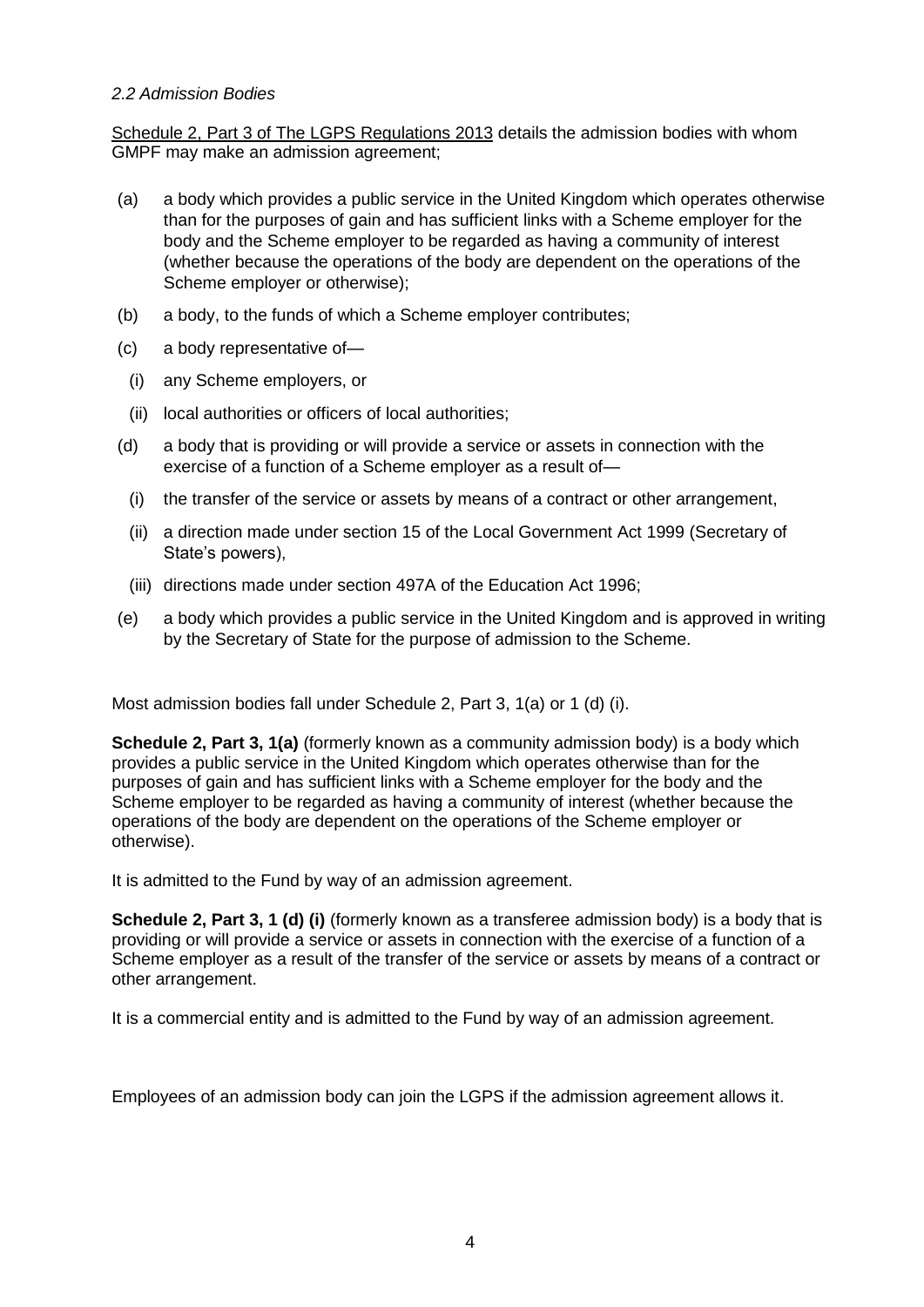### *2.2 Admission Bodies*

Schedule 2, Part 3 of The LGPS Regulations 2013 details the admission bodies with whom GMPF may make an admission agreement;

(a) a body which provides a public service in the United Kingdom which operates otherwise than for the purposes of gain and has sufficient links with a Scheme employer for the body and the Scheme employer to be regarded as having a community of interest (whether because the operations of the body are dependent on the operations of the Scheme employer or otherwise);

(b) a body, to the funds of which a Scheme employer contributes;

(c) a body representative of—

  (i) any Scheme employers, or

  (ii) local authorities or officers of local authorities;

(d) a body that is providing or will provide a service or assets in connection with the exercise of a function of a Scheme employer as a result of—

  (i) the transfer of the service or assets by means of a contract or other arrangement,

  (ii) a direction made under section 15 of the Local Government Act 1999 (Secretary of State's powers),

  (iii) directions made under section 497A of the Education Act 1996;

(e) a body which provides a public service in the United Kingdom and is approved in writing by the Secretary of State for the purpose of admission to the Scheme.

Most admission bodies fall under Schedule 2, Part 3, 1(a) or 1 (d) (i).

**Schedule 2, Part 3, 1(a)** (formerly known as a community admission body) is a body which provides a public service in the United Kingdom which operates otherwise than for the purposes of gain and has sufficient links with a Scheme employer for the body and the Scheme employer to be regarded as having a community of interest (whether because the operations of the body are dependent on the operations of the Scheme employer or otherwise).

It is admitted to the Fund by way of an admission agreement.

**Schedule 2, Part 3, 1 (d) (i)** (formerly known as a transferee admission body) is a body that is providing or will provide a service or assets in connection with the exercise of a function of a Scheme employer as a result of the transfer of the service or assets by means of a contract or other arrangement.

It is a commercial entity and is admitted to the Fund by way of an admission agreement.

Employees of an admission body can join the LGPS if the admission agreement allows it.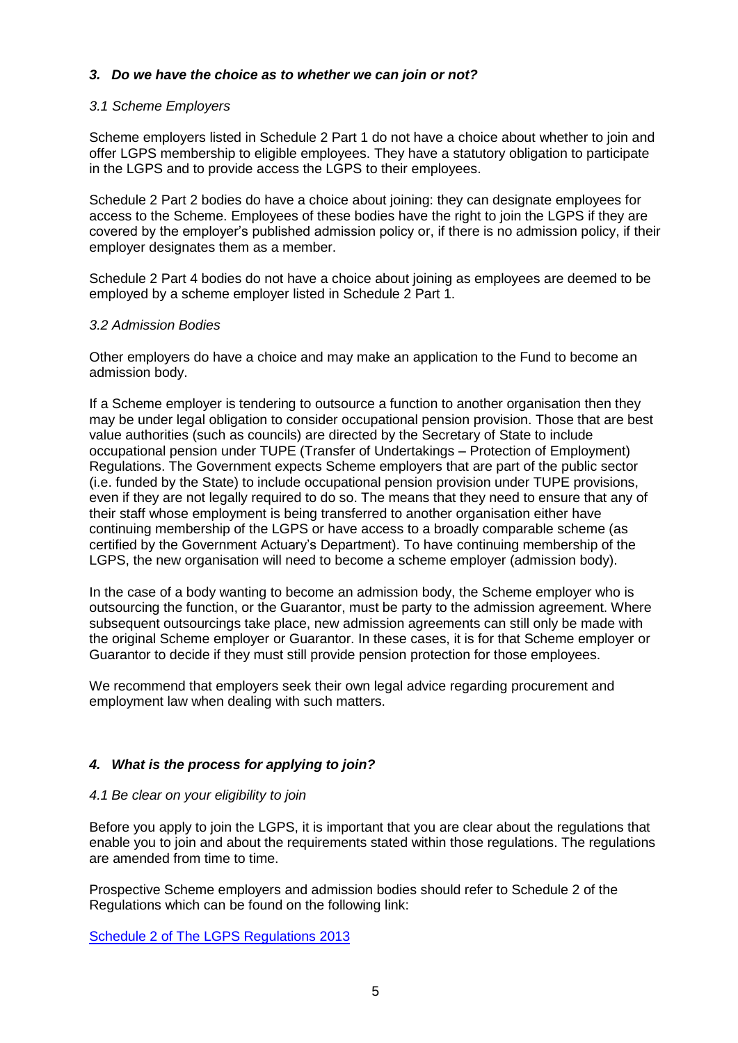### *3. Do we have the choice as to whether we can join or not?*

*3.1 Scheme Employers*

Scheme employers listed in Schedule 2 Part 1 do not have a choice about whether to join and offer LGPS membership to eligible employees. They have a statutory obligation to participate in the LGPS and to provide access the LGPS to their employees.

Schedule 2 Part 2 bodies do have a choice about joining: they can designate employees for access to the Scheme. Employees of these bodies have the right to join the LGPS if they are covered by the employer's published admission policy or, if there is no admission policy, if their employer designates them as a member.

Schedule 2 Part 4 bodies do not have a choice about joining as employees are deemed to be employed by a scheme employer listed in Schedule 2 Part 1.

*3.2 Admission Bodies*

Other employers do have a choice and may make an application to the Fund to become an admission body.

If a Scheme employer is tendering to outsource a function to another organisation then they may be under legal obligation to consider occupational pension provision. Those that are best value authorities (such as councils) are directed by the Secretary of State to include occupational pension under TUPE (Transfer of Undertakings – Protection of Employment) Regulations. The Government expects Scheme employers that are part of the public sector (i.e. funded by the State) to include occupational pension provision under TUPE provisions, even if they are not legally required to do so. The means that they need to ensure that any of their staff whose employment is being transferred to another organisation either have continuing membership of the LGPS or have access to a broadly comparable scheme (as certified by the Government Actuary's Department). To have continuing membership of the LGPS, the new organisation will need to become a scheme employer (admission body).

In the case of a body wanting to become an admission body, the Scheme employer who is outsourcing the function, or the Guarantor, must be party to the admission agreement. Where subsequent outsourcings take place, new admission agreements can still only be made with the original Scheme employer or Guarantor. In these cases, it is for that Scheme employer or Guarantor to decide if they must still provide pension protection for those employees.

We recommend that employers seek their own legal advice regarding procurement and employment law when dealing with such matters.

### *4. What is the process for applying to join?*

*4.1 Be clear on your eligibility to join*

Before you apply to join the LGPS, it is important that you are clear about the regulations that enable you to join and about the requirements stated within those regulations. The regulations are amended from time to time.

Prospective Scheme employers and admission bodies should refer to Schedule 2 of the Regulations which can be found on the following link:

Schedule 2 of The LGPS Regulations 2013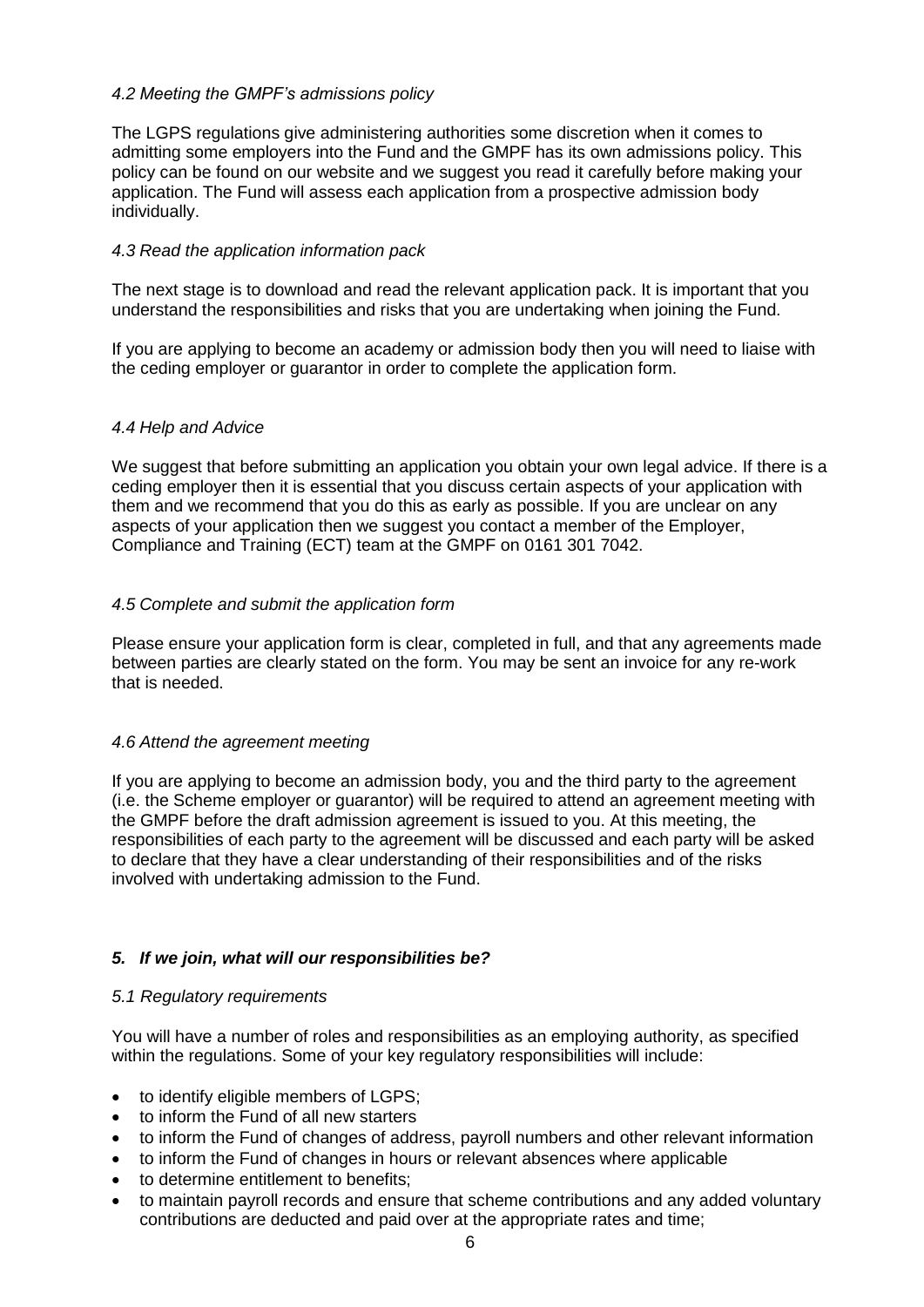### *4.2 Meeting the GMPF's admissions policy*

The LGPS regulations give administering authorities some discretion when it comes to admitting some employers into the Fund and the GMPF has its own admissions policy. This policy can be found on our website and we suggest you read it carefully before making your application. The Fund will assess each application from a prospective admission body individually.

### *4.3 Read the application information pack*

The next stage is to download and read the relevant application pack. It is important that you understand the responsibilities and risks that you are undertaking when joining the Fund.

If you are applying to become an academy or admission body then you will need to liaise with the ceding employer or guarantor in order to complete the application form.

### *4.4 Help and Advice*

We suggest that before submitting an application you obtain your own legal advice. If there is a ceding employer then it is essential that you discuss certain aspects of your application with them and we recommend that you do this as early as possible. If you are unclear on any aspects of your application then we suggest you contact a member of the Employer, Compliance and Training (ECT) team at the GMPF on 0161 301 7042.

### *4.5 Complete and submit the application form*

Please ensure your application form is clear, completed in full, and that any agreements made between parties are clearly stated on the form. You may be sent an invoice for any re-work that is needed.

### *4.6 Attend the agreement meeting*

If you are applying to become an admission body, you and the third party to the agreement (i.e. the Scheme employer or guarantor) will be required to attend an agreement meeting with the GMPF before the draft admission agreement is issued to you. At this meeting, the responsibilities of each party to the agreement will be discussed and each party will be asked to declare that they have a clear understanding of their responsibilities and of the risks involved with undertaking admission to the Fund.

## ***5. If we join, what will our responsibilities be?***

### *5.1 Regulatory requirements*

You will have a number of roles and responsibilities as an employing authority, as specified within the regulations. Some of your key regulatory responsibilities will include:

- to identify eligible members of LGPS;
- to inform the Fund of all new starters
- to inform the Fund of changes of address, payroll numbers and other relevant information
- to inform the Fund of changes in hours or relevant absences where applicable
- to determine entitlement to benefits;
- to maintain payroll records and ensure that scheme contributions and any added voluntary contributions are deducted and paid over at the appropriate rates and time;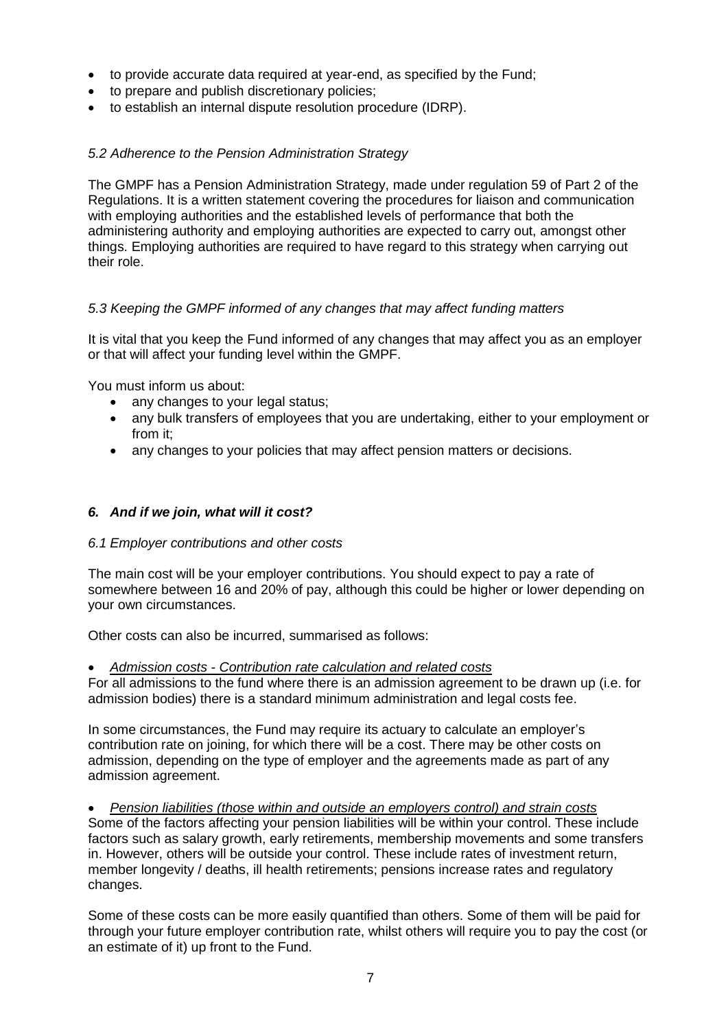- to provide accurate data required at year-end, as specified by the Fund;
- to prepare and publish discretionary policies;
- to establish an internal dispute resolution procedure (IDRP).

### *5.2 Adherence to the Pension Administration Strategy*

The GMPF has a Pension Administration Strategy, made under regulation 59 of Part 2 of the Regulations. It is a written statement covering the procedures for liaison and communication with employing authorities and the established levels of performance that both the administering authority and employing authorities are expected to carry out, amongst other things. Employing authorities are required to have regard to this strategy when carrying out their role.

### *5.3 Keeping the GMPF informed of any changes that may affect funding matters*

It is vital that you keep the Fund informed of any changes that may affect you as an employer or that will affect your funding level within the GMPF.

You must inform us about:

- any changes to your legal status;
- any bulk transfers of employees that you are undertaking, either to your employment or from it;
- any changes to your policies that may affect pension matters or decisions.

## ***6. And if we join, what will it cost?***

### *6.1 Employer contributions and other costs*

The main cost will be your employer contributions. You should expect to pay a rate of somewhere between 16 and 20% of pay, although this could be higher or lower depending on your own circumstances.

Other costs can also be incurred, summarised as follows:

- *Admission costs - Contribution rate calculation and related costs*

For all admissions to the fund where there is an admission agreement to be drawn up (i.e. for admission bodies) there is a standard minimum administration and legal costs fee.

In some circumstances, the Fund may require its actuary to calculate an employer's contribution rate on joining, for which there will be a cost. There may be other costs on admission, depending on the type of employer and the agreements made as part of any admission agreement.

- *Pension liabilities (those within and outside an employers control) and strain costs*

Some of the factors affecting your pension liabilities will be within your control. These include factors such as salary growth, early retirements, membership movements and some transfers in. However, others will be outside your control. These include rates of investment return, member longevity / deaths, ill health retirements; pensions increase rates and regulatory changes.

Some of these costs can be more easily quantified than others. Some of them will be paid for through your future employer contribution rate, whilst others will require you to pay the cost (or an estimate of it) up front to the Fund.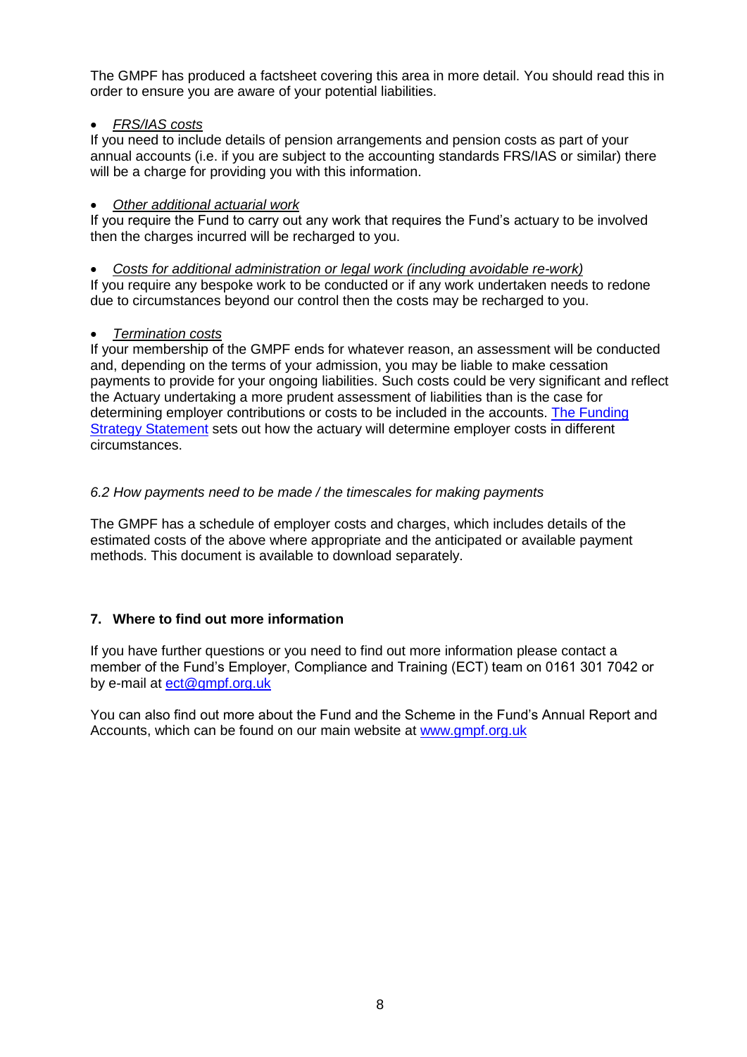The GMPF has produced a factsheet covering this area in more detail. You should read this in order to ensure you are aware of your potential liabilities.

- *FRS/IAS costs*

If you need to include details of pension arrangements and pension costs as part of your annual accounts (i.e. if you are subject to the accounting standards FRS/IAS or similar) there will be a charge for providing you with this information.

- *Other additional actuarial work*

If you require the Fund to carry out any work that requires the Fund's actuary to be involved then the charges incurred will be recharged to you.

- *Costs for additional administration or legal work (including avoidable re-work)*

If you require any bespoke work to be conducted or if any work undertaken needs to redone due to circumstances beyond our control then the costs may be recharged to you.

- *Termination costs*

If your membership of the GMPF ends for whatever reason, an assessment will be conducted and, depending on the terms of your admission, you may be liable to make cessation payments to provide for your ongoing liabilities. Such costs could be very significant and reflect the Actuary undertaking a more prudent assessment of liabilities than is the case for determining employer contributions or costs to be included in the accounts. [The Funding Strategy Statement] sets out how the actuary will determine employer costs in different circumstances.

*6.2 How payments need to be made / the timescales for making payments*

The GMPF has a schedule of employer costs and charges, which includes details of the estimated costs of the above where appropriate and the anticipated or available payment methods. This document is available to download separately.

## 7. Where to find out more information

If you have further questions or you need to find out more information please contact a member of the Fund's Employer, Compliance and Training (ECT) team on 0161 301 7042 or by e-mail at ect@gmpf.org.uk

You can also find out more about the Fund and the Scheme in the Fund's Annual Report and Accounts, which can be found on our main website at www.gmpf.org.uk